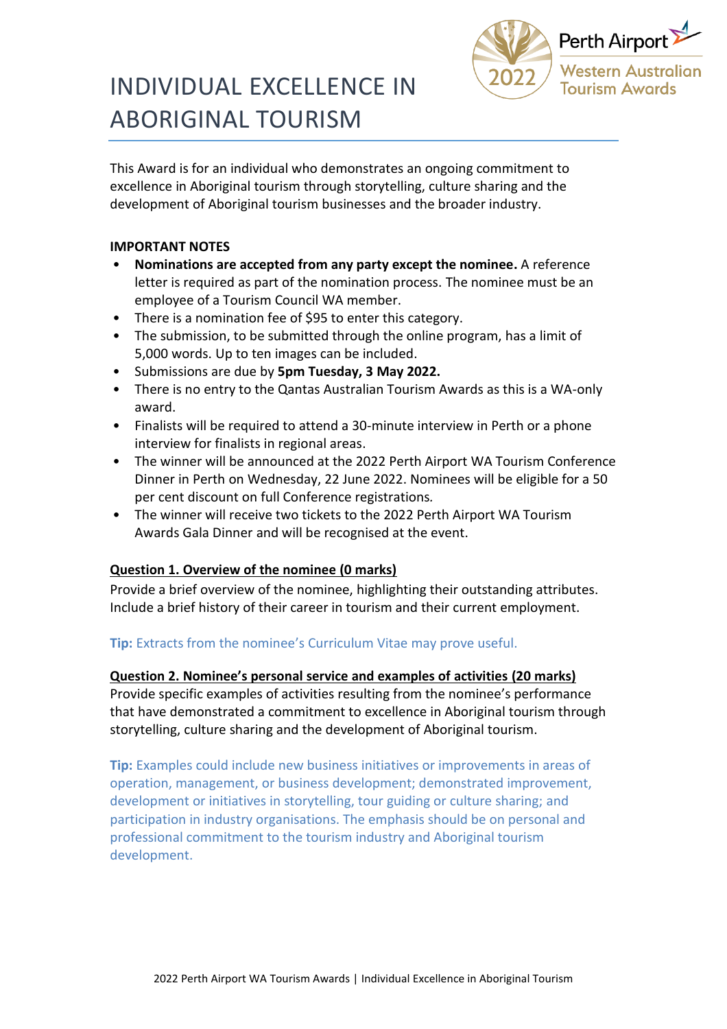# INDIVIDUAL EXCELLENCE IN ABORIGINAL TOURISM

This Award is for an individual who demonstrates an ongoing commitment to excellence in Aboriginal tourism through storytelling, culture sharing and the development of Aboriginal tourism businesses and the broader industry.

**IMPORTANT NOTES**

- **Nominations are accepted from any party except the nominee.** A reference letter is required as part of the nomination process. The nominee must be an employee of a Tourism Council WA member.
- There is a nomination fee of $95 to enter this category.
- The submission, to be submitted through the online program, has a limit of 5,000 words. Up to ten images can be included.
- Submissions are due by **5pm Tuesday, 3 May 2022.**
- There is no entry to the Qantas Australian Tourism Awards as this is a WA-only award.
- Finalists will be required to attend a 30-minute interview in Perth or a phone interview for finalists in regional areas.
- The winner will be announced at the 2022 Perth Airport WA Tourism Conference Dinner in Perth on Wednesday, 22 June 2022. Nominees will be eligible for a 50 per cent discount on full Conference registrations.
- The winner will receive two tickets to the 2022 Perth Airport WA Tourism Awards Gala Dinner and will be recognised at the event.

**Question 1. Overview of the nominee (0 marks)**

Provide a brief overview of the nominee, highlighting their outstanding attributes. Include a brief history of their career in tourism and their current employment.

**Tip:** Extracts from the nominee's Curriculum Vitae may prove useful.

**Question 2. Nominee's personal service and examples of activities (20 marks)**

Provide specific examples of activities resulting from the nominee's performance that have demonstrated a commitment to excellence in Aboriginal tourism through storytelling, culture sharing and the development of Aboriginal tourism.

**Tip:** Examples could include new business initiatives or improvements in areas of operation, management, or business development; demonstrated improvement, development or initiatives in storytelling, tour guiding or culture sharing; and participation in industry organisations. The emphasis should be on personal and professional commitment to the tourism industry and Aboriginal tourism development.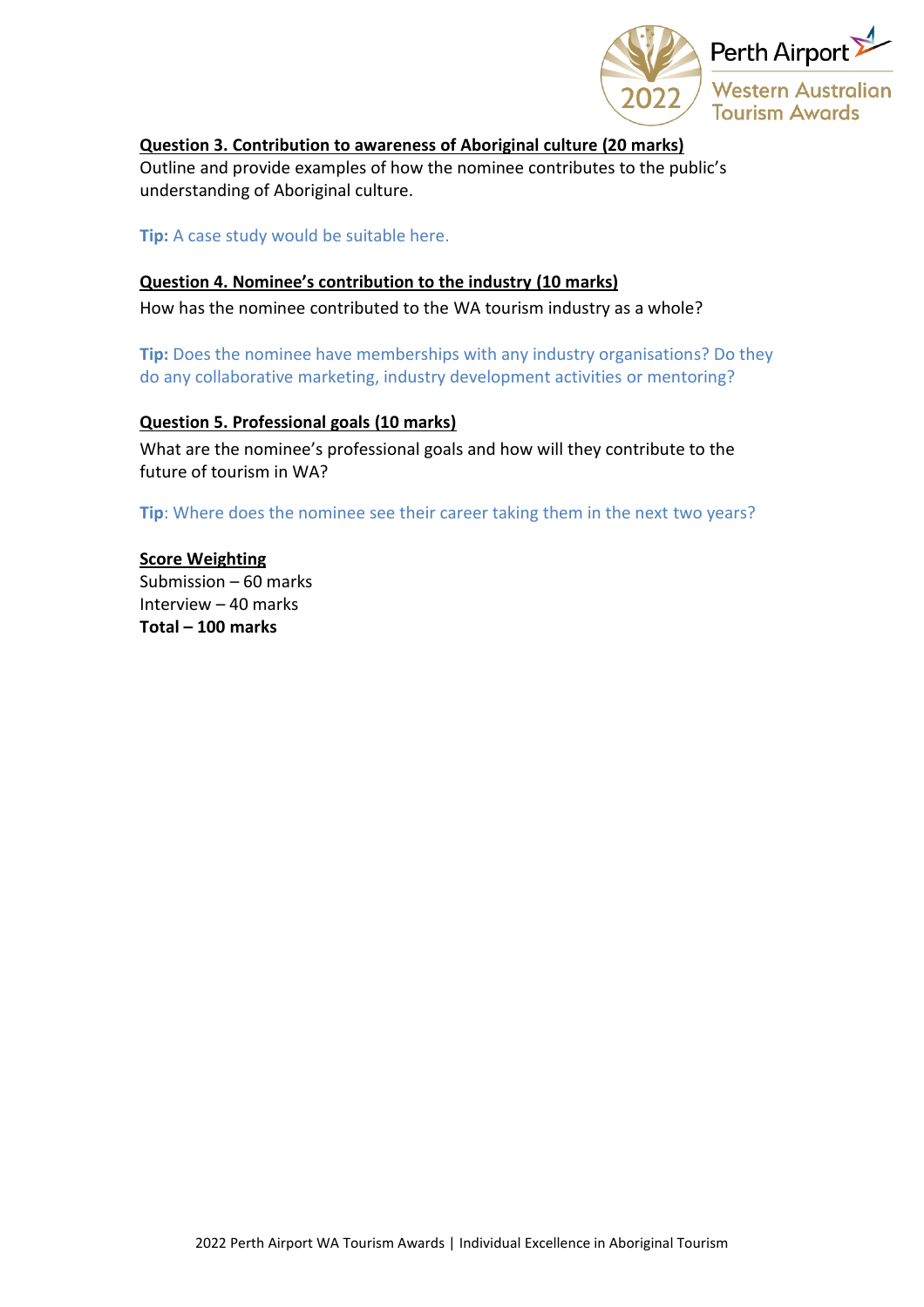**Question 3. Contribution to awareness of Aboriginal culture (20 marks)**

Outline and provide examples of how the nominee contributes to the public's understanding of Aboriginal culture.

**Tip:** A case study would be suitable here.

**Question 4. Nominee's contribution to the industry (10 marks)**

How has the nominee contributed to the WA tourism industry as a whole?

**Tip:** Does the nominee have memberships with any industry organisations? Do they do any collaborative marketing, industry development activities or mentoring?

**Question 5. Professional goals (10 marks)**

What are the nominee's professional goals and how will they contribute to the future of tourism in WA?

**Tip**: Where does the nominee see their career taking them in the next two years?

**Score Weighting**

Submission – 60 marks
Interview – 40 marks
**Total – 100 marks**